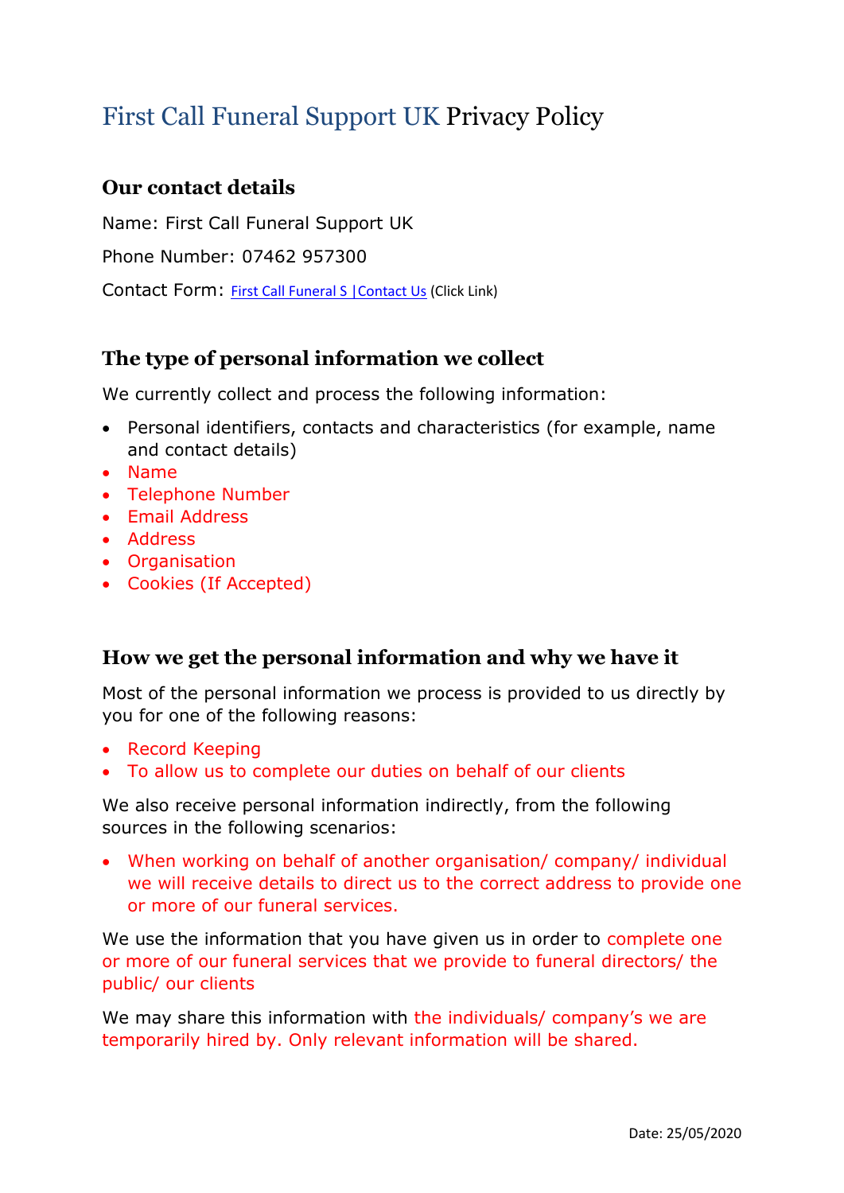# First Call Funeral Support UK Privacy Policy

## Our contact details

Name: First Call Funeral Support UK

Phone Number: 07462 957300

Contact Form: First Call Funeral S |Contact Us (Click Link)

## The type of personal information we collect

We currently collect and process the following information:

- Personal identifiers, contacts and characteristics (for example, name and contact details)
- Name
- Telephone Number
- Email Address
- Address
- Organisation
- Cookies (If Accepted)

## How we get the personal information and why we have it

Most of the personal information we process is provided to us directly by you for one of the following reasons:

- Record Keeping
- To allow us to complete our duties on behalf of our clients

We also receive personal information indirectly, from the following sources in the following scenarios:

- When working on behalf of another organisation/ company/ individual we will receive details to direct us to the correct address to provide one or more of our funeral services.

We use the information that you have given us in order to complete one or more of our funeral services that we provide to funeral directors/ the public/ our clients

We may share this information with the individuals/ company's we are temporarily hired by. Only relevant information will be shared.

Date: 25/05/2020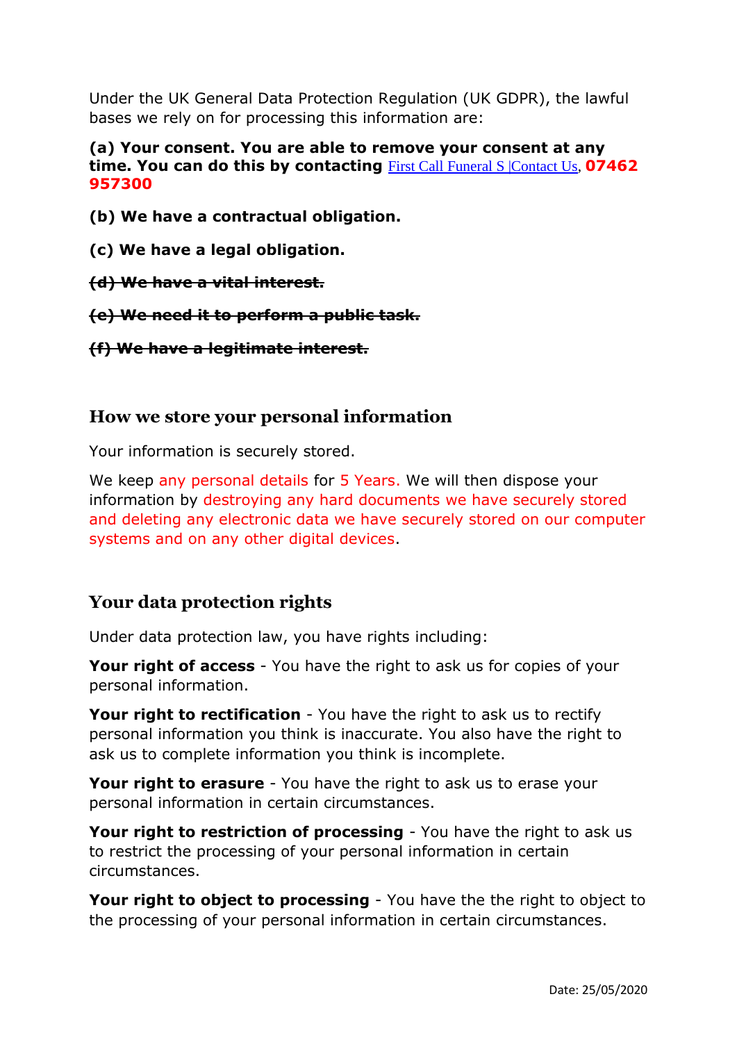Under the UK General Data Protection Regulation (UK GDPR), the lawful bases we rely on for processing this information are:

**(a) Your consent. You are able to remove your consent at any time. You can do this by contacting** First Call Funeral S |Contact Us, **07462 957300**

**(b) We have a contractual obligation.**

**(c) We have a legal obligation.**

~~**(d) We have a vital interest.**~~

~~**(e) We need it to perform a public task.**~~

~~**(f) We have a legitimate interest.**~~

## How we store your personal information

Your information is securely stored.

We keep any personal details for 5 Years. We will then dispose your information by destroying any hard documents we have securely stored and deleting any electronic data we have securely stored on our computer systems and on any other digital devices.

## Your data protection rights

Under data protection law, you have rights including:

**Your right of access** - You have the right to ask us for copies of your personal information.

**Your right to rectification** - You have the right to ask us to rectify personal information you think is inaccurate. You also have the right to ask us to complete information you think is incomplete.

**Your right to erasure** - You have the right to ask us to erase your personal information in certain circumstances.

**Your right to restriction of processing** - You have the right to ask us to restrict the processing of your personal information in certain circumstances.

**Your right to object to processing** - You have the the right to object to the processing of your personal information in certain circumstances.

Date: 25/05/2020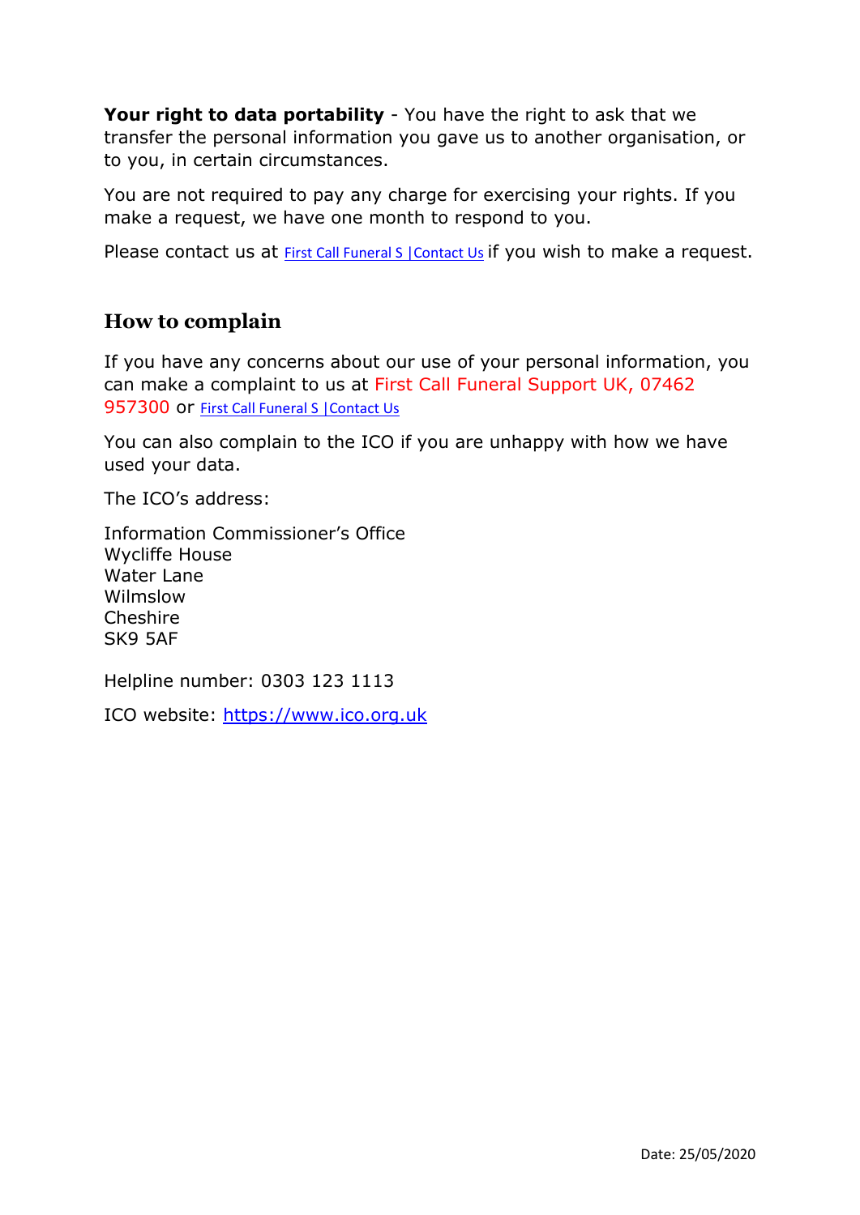**Your right to data portability** - You have the right to ask that we transfer the personal information you gave us to another organisation, or to you, in certain circumstances.

You are not required to pay any charge for exercising your rights. If you make a request, we have one month to respond to you.

Please contact us at First Call Funeral S |Contact Us if you wish to make a request.

## How to complain

If you have any concerns about our use of your personal information, you can make a complaint to us at First Call Funeral Support UK, 07462 957300 or First Call Funeral S |Contact Us

You can also complain to the ICO if you are unhappy with how we have used your data.

The ICO's address:

Information Commissioner's Office
Wycliffe House
Water Lane
Wilmslow
Cheshire
SK9 5AF

Helpline number: 0303 123 1113

ICO website: https://www.ico.org.uk

Date: 25/05/2020